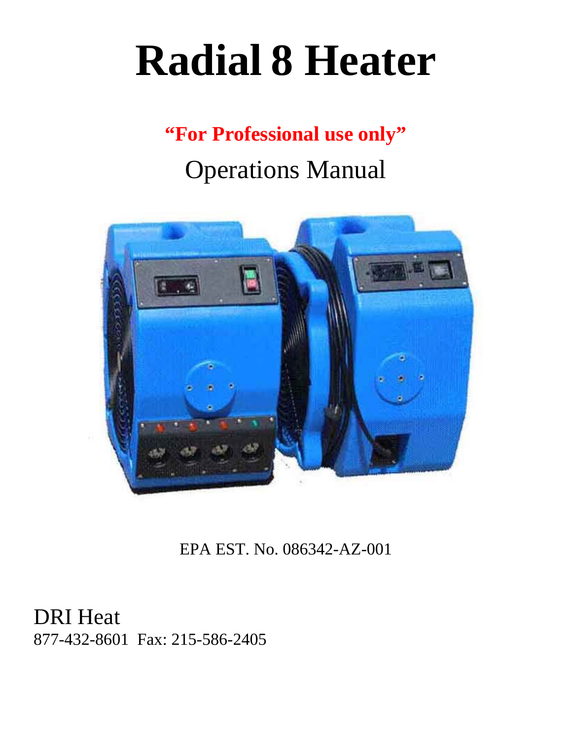# Radial 8 Heater

**"For Professional use only"**

Operations Manual

EPA EST. No. 086342-AZ-001

DRI Heat
877-432-8601 Fax: 215-586-2405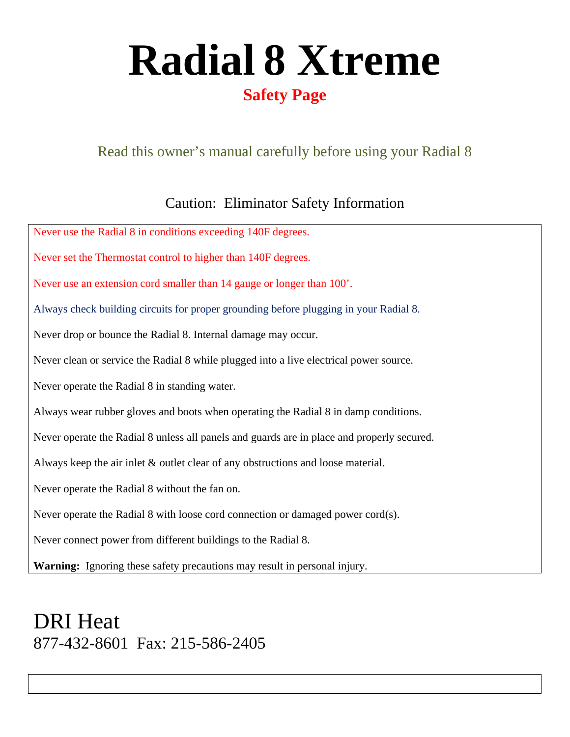# Radial 8 Xtreme

## Safety Page

Read this owner's manual carefully before using your Radial 8

### Caution: Eliminator Safety Information

Never use the Radial 8 in conditions exceeding 140F degrees.

Never set the Thermostat control to higher than 140F degrees.

Never use an extension cord smaller than 14 gauge or longer than 100'.

Always check building circuits for proper grounding before plugging in your Radial 8.

Never drop or bounce the Radial 8. Internal damage may occur.

Never clean or service the Radial 8 while plugged into a live electrical power source.

Never operate the Radial 8 in standing water.

Always wear rubber gloves and boots when operating the Radial 8 in damp conditions.

Never operate the Radial 8 unless all panels and guards are in place and properly secured.

Always keep the air inlet & outlet clear of any obstructions and loose material.

Never operate the Radial 8 without the fan on.

Never operate the Radial 8 with loose cord connection or damaged power cord(s).

Never connect power from different buildings to the Radial 8.

**Warning:** Ignoring these safety precautions may result in personal injury.

DRI Heat
877-432-8601 Fax: 215-586-2405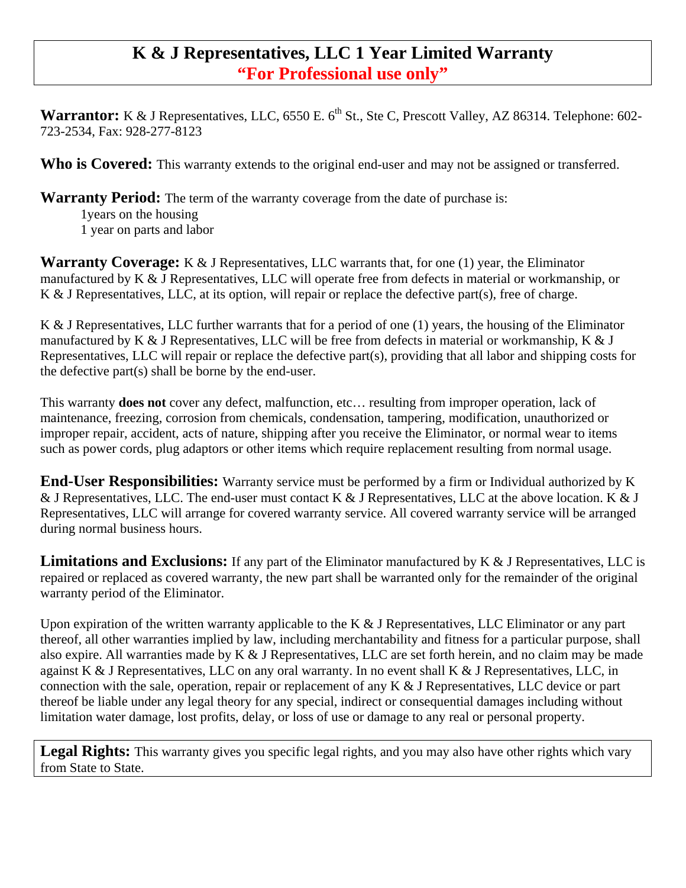# K & J Representatives, LLC 1 Year Limited Warranty
## "For Professional use only"

**Warrantor:** K & J Representatives, LLC, 6550 E. 6th St., Ste C, Prescott Valley, AZ 86314. Telephone: 602-723-2534, Fax: 928-277-8123

**Who is Covered:** This warranty extends to the original end-user and may not be assigned or transferred.

**Warranty Period:** The term of the warranty coverage from the date of purchase is:

1years on the housing
1 year on parts and labor

**Warranty Coverage:** K & J Representatives, LLC warrants that, for one (1) year, the Eliminator manufactured by K & J Representatives, LLC will operate free from defects in material or workmanship, or K & J Representatives, LLC, at its option, will repair or replace the defective part(s), free of charge.

K & J Representatives, LLC further warrants that for a period of one (1) years, the housing of the Eliminator manufactured by K & J Representatives, LLC will be free from defects in material or workmanship, K & J Representatives, LLC will repair or replace the defective part(s), providing that all labor and shipping costs for the defective part(s) shall be borne by the end-user.

This warranty **does not** cover any defect, malfunction, etc… resulting from improper operation, lack of maintenance, freezing, corrosion from chemicals, condensation, tampering, modification, unauthorized or improper repair, accident, acts of nature, shipping after you receive the Eliminator, or normal wear to items such as power cords, plug adaptors or other items which require replacement resulting from normal usage.

**End-User Responsibilities:** Warranty service must be performed by a firm or Individual authorized by K & J Representatives, LLC. The end-user must contact K & J Representatives, LLC at the above location. K & J Representatives, LLC will arrange for covered warranty service. All covered warranty service will be arranged during normal business hours.

**Limitations and Exclusions:** If any part of the Eliminator manufactured by K & J Representatives, LLC is repaired or replaced as covered warranty, the new part shall be warranted only for the remainder of the original warranty period of the Eliminator.

Upon expiration of the written warranty applicable to the K & J Representatives, LLC Eliminator or any part thereof, all other warranties implied by law, including merchantability and fitness for a particular purpose, shall also expire. All warranties made by K & J Representatives, LLC are set forth herein, and no claim may be made against K & J Representatives, LLC on any oral warranty. In no event shall K & J Representatives, LLC, in connection with the sale, operation, repair or replacement of any K & J Representatives, LLC device or part thereof be liable under any legal theory for any special, indirect or consequential damages including without limitation water damage, lost profits, delay, or loss of use or damage to any real or personal property.

**Legal Rights:** This warranty gives you specific legal rights, and you may also have other rights which vary from State to State.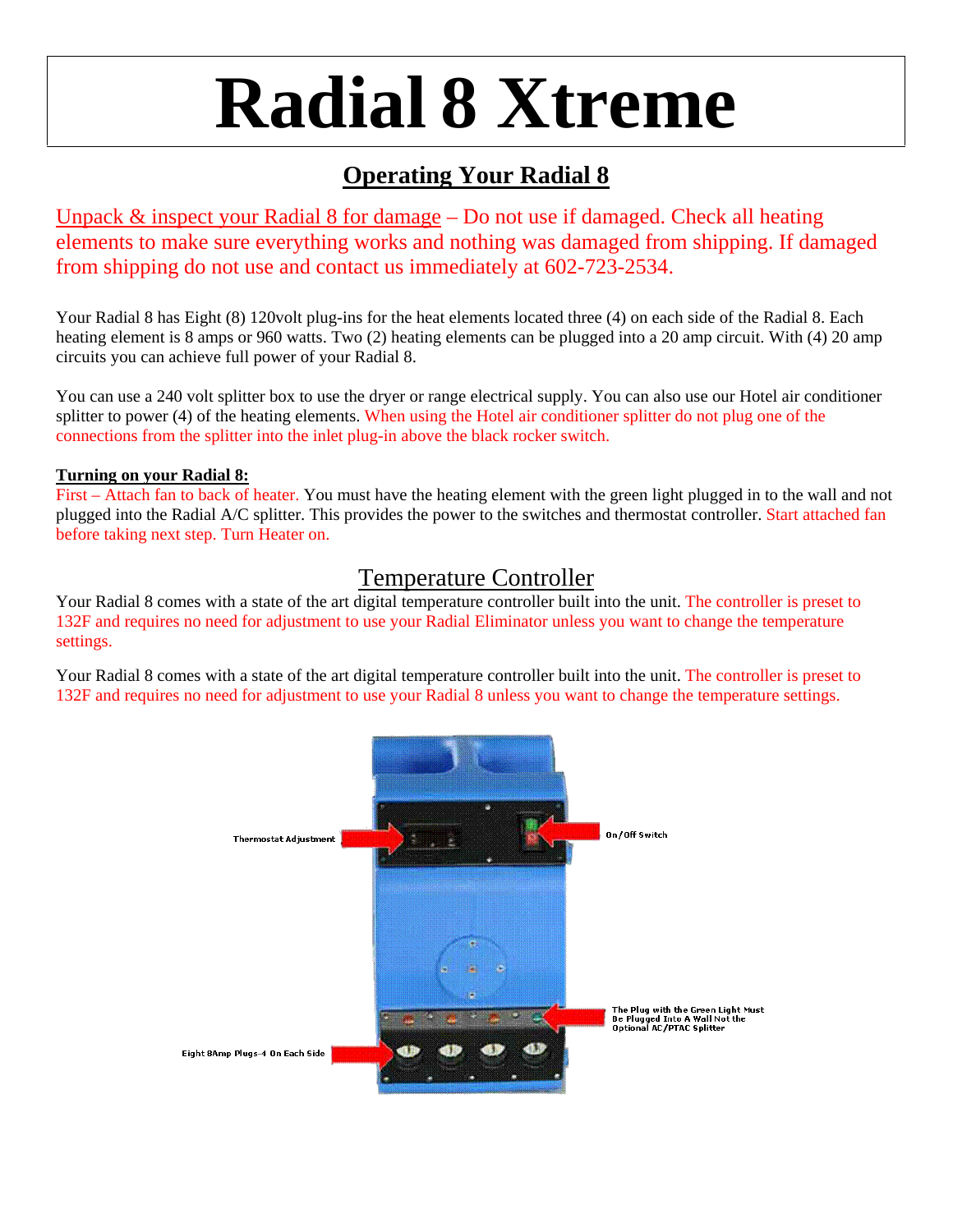# Radial 8 Xtreme

## Operating Your Radial 8

Unpack & inspect your Radial 8 for damage – Do not use if damaged. Check all heating elements to make sure everything works and nothing was damaged from shipping. If damaged from shipping do not use and contact us immediately at 602-723-2534.

Your Radial 8 has Eight (8) 120volt plug-ins for the heat elements located three (4) on each side of the Radial 8. Each heating element is 8 amps or 960 watts. Two (2) heating elements can be plugged into a 20 amp circuit. With (4) 20 amp circuits you can achieve full power of your Radial 8.

You can use a 240 volt splitter box to use the dryer or range electrical supply. You can also use our Hotel air conditioner splitter to power (4) of the heating elements. When using the Hotel air conditioner splitter do not plug one of the connections from the splitter into the inlet plug-in above the black rocker switch.

**Turning on your Radial 8:**
First – Attach fan to back of heater. You must have the heating element with the green light plugged in to the wall and not plugged into the Radial A/C splitter. This provides the power to the switches and thermostat controller. Start attached fan before taking next step. Turn Heater on.

## Temperature Controller

Your Radial 8 comes with a state of the art digital temperature controller built into the unit. The controller is preset to 132F and requires no need for adjustment to use your Radial Eliminator unless you want to change the temperature settings.

Your Radial 8 comes with a state of the art digital temperature controller built into the unit. The controller is preset to 132F and requires no need for adjustment to use your Radial 8 unless you want to change the temperature settings.

Thermostat Adjustment

On/Off Switch

The Plug with the Green Light Must Be Plugged Into A Wall Not the Optional AC/PTAC Splitter

Eight 8Amp Plugs-4 On Each Side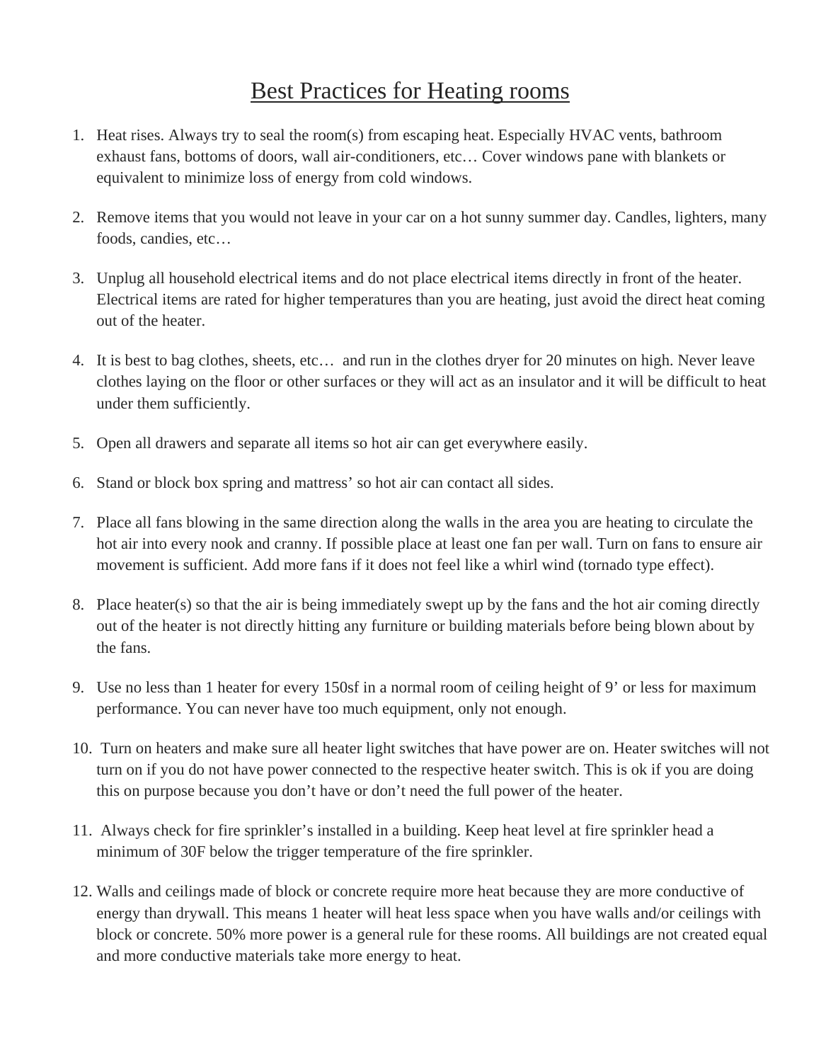# Best Practices for Heating rooms

1. Heat rises. Always try to seal the room(s) from escaping heat. Especially HVAC vents, bathroom exhaust fans, bottoms of doors, wall air-conditioners, etc… Cover windows pane with blankets or equivalent to minimize loss of energy from cold windows.

2. Remove items that you would not leave in your car on a hot sunny summer day. Candles, lighters, many foods, candies, etc…

3. Unplug all household electrical items and do not place electrical items directly in front of the heater. Electrical items are rated for higher temperatures than you are heating, just avoid the direct heat coming out of the heater.

4. It is best to bag clothes, sheets, etc… and run in the clothes dryer for 20 minutes on high. Never leave clothes laying on the floor or other surfaces or they will act as an insulator and it will be difficult to heat under them sufficiently.

5. Open all drawers and separate all items so hot air can get everywhere easily.

6. Stand or block box spring and mattress' so hot air can contact all sides.

7. Place all fans blowing in the same direction along the walls in the area you are heating to circulate the hot air into every nook and cranny. If possible place at least one fan per wall. Turn on fans to ensure air movement is sufficient. Add more fans if it does not feel like a whirl wind (tornado type effect).

8. Place heater(s) so that the air is being immediately swept up by the fans and the hot air coming directly out of the heater is not directly hitting any furniture or building materials before being blown about by the fans.

9. Use no less than 1 heater for every 150sf in a normal room of ceiling height of 9' or less for maximum performance. You can never have too much equipment, only not enough.

10. Turn on heaters and make sure all heater light switches that have power are on. Heater switches will not turn on if you do not have power connected to the respective heater switch. This is ok if you are doing this on purpose because you don't have or don't need the full power of the heater.

11. Always check for fire sprinkler's installed in a building. Keep heat level at fire sprinkler head a minimum of 30F below the trigger temperature of the fire sprinkler.

12. Walls and ceilings made of block or concrete require more heat because they are more conductive of energy than drywall. This means 1 heater will heat less space when you have walls and/or ceilings with block or concrete. 50% more power is a general rule for these rooms. All buildings are not created equal and more conductive materials take more energy to heat.